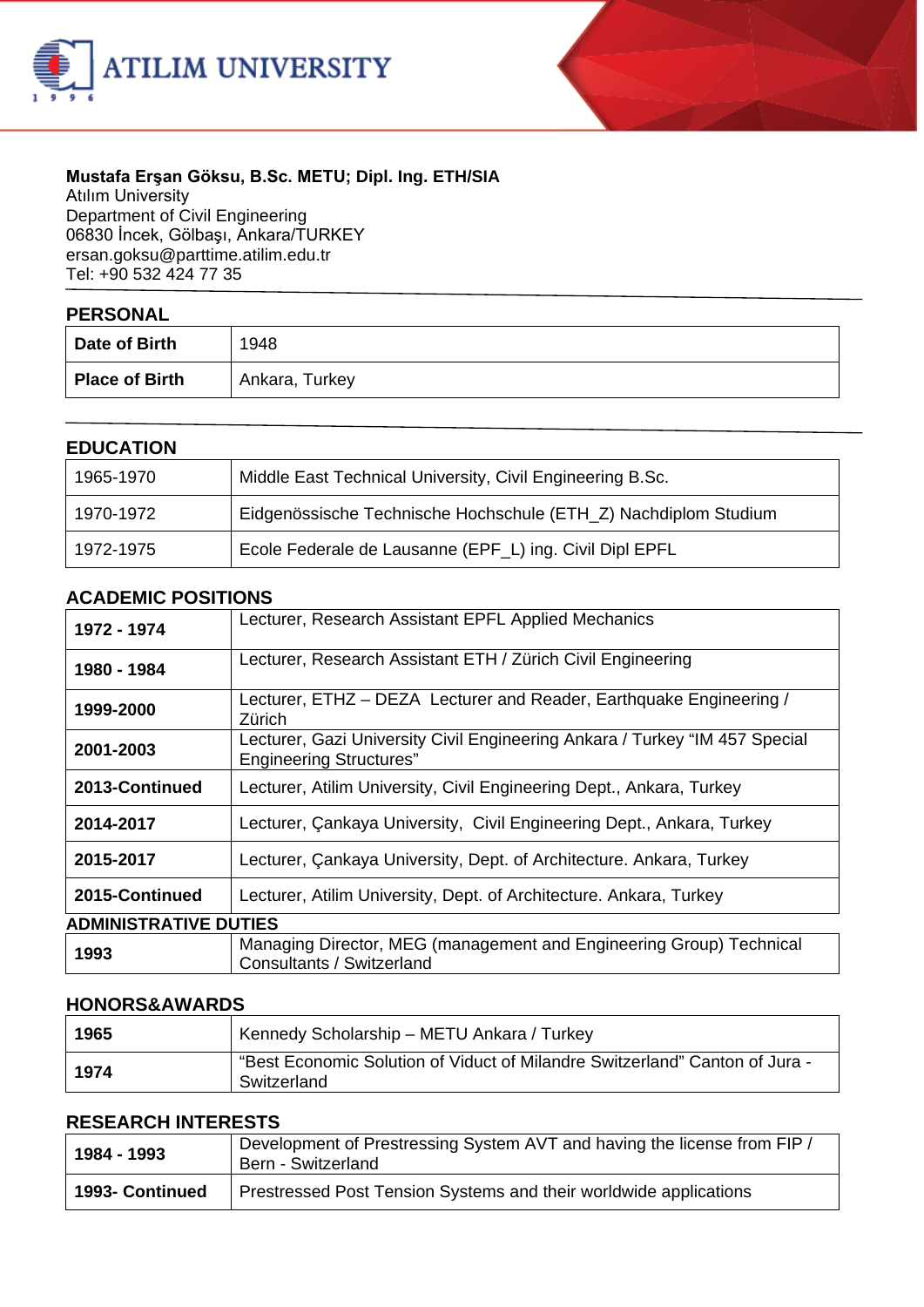**Mustafa Erşan Göksu, B.Sc. METU; Dipl. Ing. ETH/SIA**
Atılım University
Department of Civil Engineering
06830 İncek, Gölbaşı, Ankara/TURKEY
ersan.goksu@parttime.atilim.edu.tr
Tel: +90 532 424 77 35

## PERSONAL

| | |
|---|---|
| **Date of Birth** | 1948 |
| **Place of Birth** | Ankara, Turkey |

## EDUCATION

| | |
|---|---|
| 1965-1970 | Middle East Technical University, Civil Engineering B.Sc. |
| 1970-1972 | Eidgenössische Technische Hochschule (ETH_Z) Nachdiplom Studium |
| 1972-1975 | Ecole Federale de Lausanne (EPF_L) ing. Civil Dipl EPFL |

## ACADEMIC POSITIONS

| | |
|---|---|
| **1972 - 1974** | Lecturer, Research Assistant EPFL Applied Mechanics |
| **1980 - 1984** | Lecturer, Research Assistant ETH / Zürich Civil Engineering |
| **1999-2000** | Lecturer, ETHZ – DEZA Lecturer and Reader, Earthquake Engineering / Zürich |
| **2001-2003** | Lecturer, Gazi University Civil Engineering Ankara / Turkey "IM 457 Special Engineering Structures" |
| **2013-Continued** | Lecturer, Atilim University, Civil Engineering Dept., Ankara, Turkey |
| **2014-2017** | Lecturer, Çankaya University, Civil Engineering Dept., Ankara, Turkey |
| **2015-2017** | Lecturer, Çankaya University, Dept. of Architecture. Ankara, Turkey |
| **2015-Continued** | Lecturer, Atilim University, Dept. of Architecture. Ankara, Turkey |

## ADMINISTRATIVE DUTIES

| | |
|---|---|
| **1993** | Managing Director, MEG (management and Engineering Group) Technical Consultants / Switzerland |

## HONORS&AWARDS

| | |
|---|---|
| **1965** | Kennedy Scholarship – METU Ankara / Turkey |
| **1974** | "Best Economic Solution of Viduct of Milandre Switzerland" Canton of Jura - Switzerland |

## RESEARCH INTERESTS

| | |
|---|---|
| **1984 - 1993** | Development of Prestressing System AVT and having the license from FIP / Bern - Switzerland |
| **1993- Continued** | Prestressed Post Tension Systems and their worldwide applications |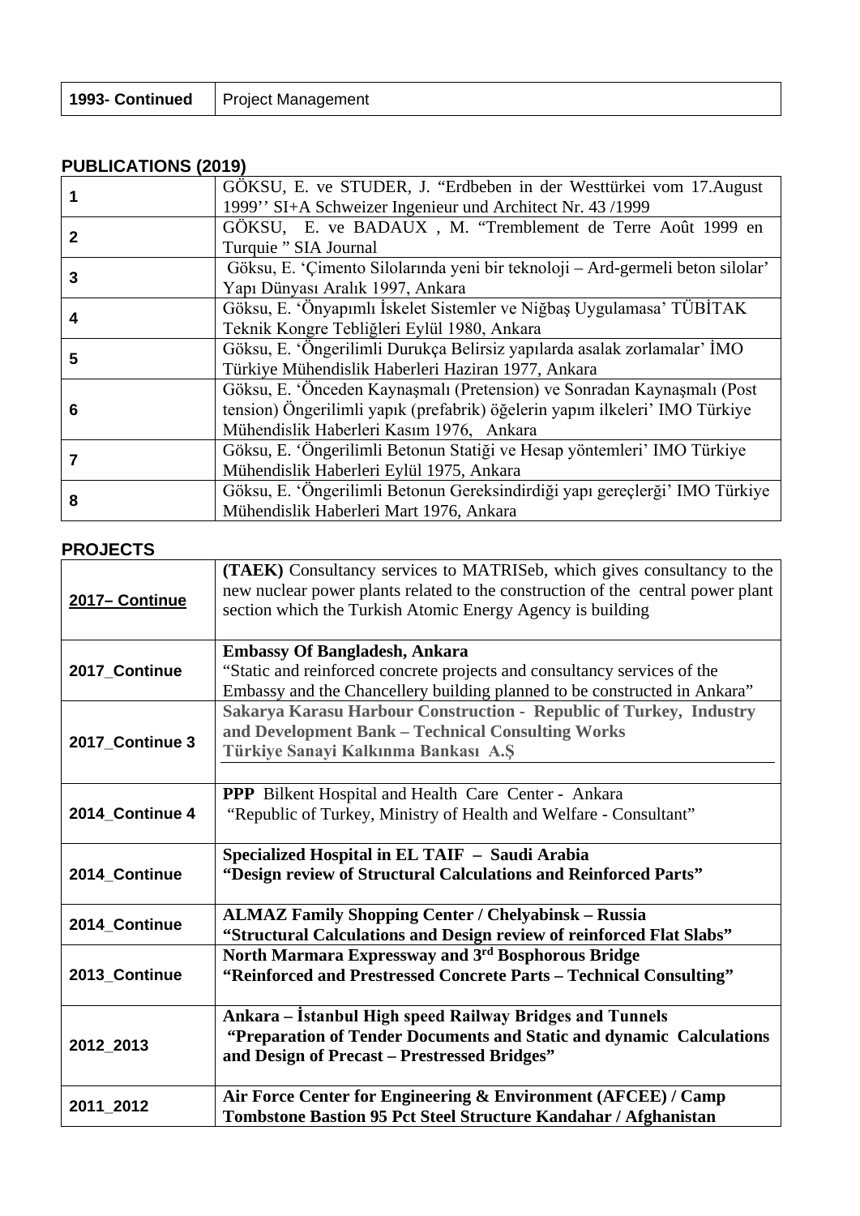| 1993- Continued | Project Management |
|---|---|

## PUBLICATIONS (2019)

| | |
|---|---|
| **1** | GÖKSU, E. ve STUDER, J. "Erdbeben in der Westtürkei vom 17.August 1999'' SI+A Schweizer Ingenieur und Architect Nr. 43 /1999 |
| **2** | GÖKSU, E. ve BADAUX , M. "Tremblement de Terre Août 1999 en Turquie " SIA Journal |
| **3** | Göksu, E. 'Çimento Silolarında yeni bir teknoloji – Ard-germeli beton silolar' Yapı Dünyası Aralık 1997, Ankara |
| **4** | Göksu, E. 'Önyapımlı İskelet Sistemler ve Niğbaş Uygulamasa' TÜBİTAK Teknik Kongre Tebliğleri Eylül 1980, Ankara |
| **5** | Göksu, E. 'Öngerilimli Durukça Belirsiz yapılarda asalak zorlamalar' İMO Türkiye Mühendislik Haberleri Haziran 1977, Ankara |
| **6** | Göksu, E. 'Önceden Kaynaşmalı (Pretension) ve Sonradan Kaynaşmalı (Post tension) Öngerilimli yapık (prefabrik) öğelerin yapım ilkeleri' IMO Türkiye Mühendislik Haberleri Kasım 1976, Ankara |
| **7** | Göksu, E. 'Öngerilimli Betonun Statiği ve Hesap yöntemleri' IMO Türkiye Mühendislik Haberleri Eylül 1975, Ankara |
| **8** | Göksu, E. 'Öngerilimli Betonun Gereksindirdiği yapı gereçlerği' IMO Türkiye Mühendislik Haberleri Mart 1976, Ankara |

## PROJECTS

| | |
|---|---|
| **2017– Continue** | **(TAEK)** Consultancy services to MATRISeb, which gives consultancy to the new nuclear power plants related to the construction of the central power plant section which the Turkish Atomic Energy Agency is building |
| **2017_Continue** | **Embassy Of Bangladesh, Ankara**<br>"Static and reinforced concrete projects and consultancy services of the Embassy and the Chancellery building planned to be constructed in Ankara" |
| **2017_Continue 3** | **Sakarya Karasu Harbour Construction - Republic of Turkey, Industry and Development Bank – Technical Consulting Works**<br>**Türkiye Sanayi Kalkınma Bankası A.Ş** |
| **2014_Continue 4** | **PPP** Bilkent Hospital and Health Care Center - Ankara<br>"Republic of Turkey, Ministry of Health and Welfare - Consultant" |
| **2014_Continue** | **Specialized Hospital in EL TAIF – Saudi Arabia**<br>**"Design review of Structural Calculations and Reinforced Parts"** |
| **2014_Continue** | **ALMAZ Family Shopping Center / Chelyabinsk – Russia**<br>**"Structural Calculations and Design review of reinforced Flat Slabs"** |
| **2013_Continue** | **North Marmara Expressway and 3rd Bosphorous Bridge**<br>**"Reinforced and Prestressed Concrete Parts – Technical Consulting"** |
| **2012_2013** | **Ankara – İstanbul High speed Railway Bridges and Tunnels**<br>**"Preparation of Tender Documents and Static and dynamic Calculations and Design of Precast – Prestressed Bridges"** |
| **2011_2012** | **Air Force Center for Engineering & Environment (AFCEE) / Camp Tombstone Bastion 95 Pct Steel Structure Kandahar / Afghanistan** |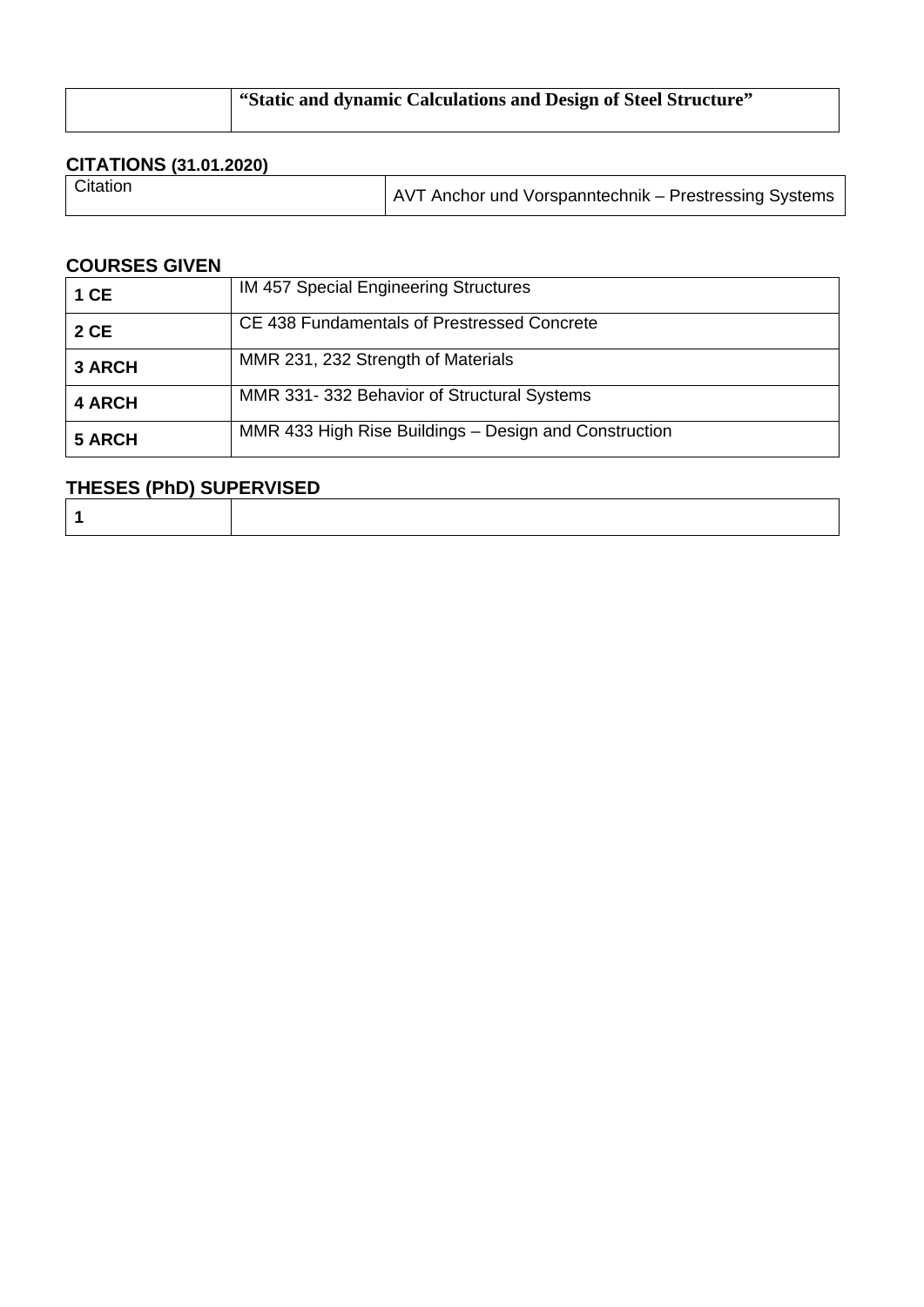| | |
|---|---|
| | **"Static and dynamic Calculations and Design of Steel Structure"** |

## CITATIONS (31.01.2020)

| | |
|---|---|
| Citation | AVT Anchor und Vorspanntechnik – Prestressing Systems |

## COURSES GIVEN

| | |
|---|---|
| **1 CE** | IM 457 Special Engineering Structures |
| **2 CE** | CE 438 Fundamentals of Prestressed Concrete |
| **3 ARCH** | MMR 231, 232 Strength of Materials |
| **4 ARCH** | MMR 331- 332 Behavior of Structural Systems |
| **5 ARCH** | MMR 433 High Rise Buildings – Design and Construction |

## THESES (PhD) SUPERVISED

| | |
|---|---|
| **1** | |